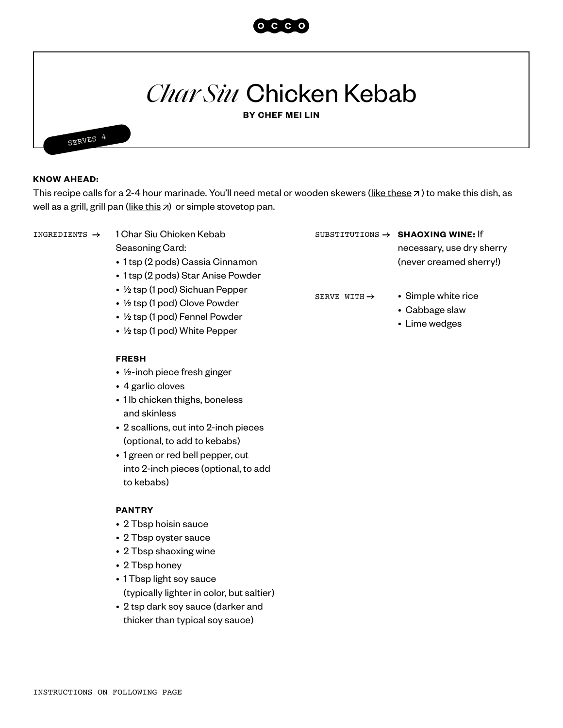# *Char Siu* Chicken Kebab

**BY CHEF MEI LIN**

SERVES 4

**KNOW AHEAD:**

This recipe calls for a 2-4 hour marinade. You'll need metal or wooden skewers (like these ↗) to make this dish, as well as a grill, grill pan (like this ↗) or simple stovetop pan.

INGREDIENTS →

1 Char Siu Chicken Kebab Seasoning Card:

- 1 tsp (2 pods) Cassia Cinnamon
- 1 tsp (2 pods) Star Anise Powder
- ½ tsp (1 pod) Sichuan Pepper
- ½ tsp (1 pod) Clove Powder
- ½ tsp (1 pod) Fennel Powder
- ½ tsp (1 pod) White Pepper

**FRESH**

- ½-inch piece fresh ginger
- 4 garlic cloves
- 1 lb chicken thighs, boneless and skinless
- 2 scallions, cut into 2-inch pieces (optional, to add to kebabs)
- 1 green or red bell pepper, cut into 2-inch pieces (optional, to add to kebabs)

**PANTRY**

- 2 Tbsp hoisin sauce
- 2 Tbsp oyster sauce
- 2 Tbsp shaoxing wine
- 2 Tbsp honey
- 1 Tbsp light soy sauce (typically lighter in color, but saltier)
- 2 tsp dark soy sauce (darker and thicker than typical soy sauce)

SUBSTITUTIONS →

**SHAOXING WINE:** If necessary, use dry sherry (never creamed sherry!)

SERVE WITH →

- Simple white rice
- Cabbage slaw
- Lime wedges

INSTRUCTIONS ON FOLLOWING PAGE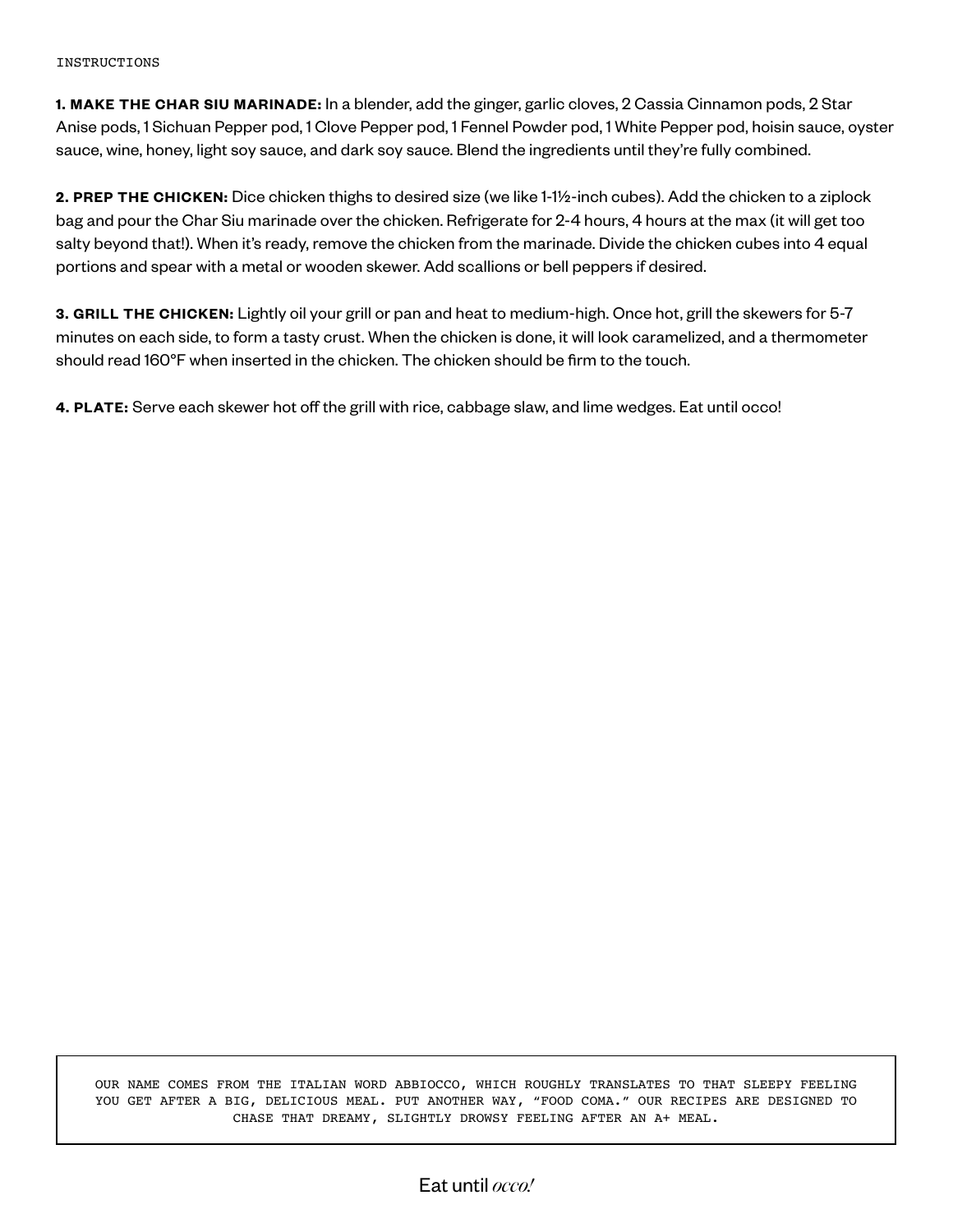INSTRUCTIONS

**1. MAKE THE CHAR SIU MARINADE:** In a blender, add the ginger, garlic cloves, 2 Cassia Cinnamon pods, 2 Star Anise pods, 1 Sichuan Pepper pod, 1 Clove Pepper pod, 1 Fennel Powder pod, 1 White Pepper pod, hoisin sauce, oyster sauce, wine, honey, light soy sauce, and dark soy sauce. Blend the ingredients until they're fully combined.

**2. PREP THE CHICKEN:** Dice chicken thighs to desired size (we like 1-1½-inch cubes). Add the chicken to a ziplock bag and pour the Char Siu marinade over the chicken. Refrigerate for 2-4 hours, 4 hours at the max (it will get too salty beyond that!). When it's ready, remove the chicken from the marinade. Divide the chicken cubes into 4 equal portions and spear with a metal or wooden skewer. Add scallions or bell peppers if desired.

**3. GRILL THE CHICKEN:** Lightly oil your grill or pan and heat to medium-high. Once hot, grill the skewers for 5-7 minutes on each side, to form a tasty crust. When the chicken is done, it will look caramelized, and a thermometer should read 160°F when inserted in the chicken. The chicken should be firm to the touch.

**4. PLATE:** Serve each skewer hot off the grill with rice, cabbage slaw, and lime wedges. Eat until occo!

OUR NAME COMES FROM THE ITALIAN WORD ABBIOCCO, WHICH ROUGHLY TRANSLATES TO THAT SLEEPY FEELING YOU GET AFTER A BIG, DELICIOUS MEAL. PUT ANOTHER WAY, "FOOD COMA." OUR RECIPES ARE DESIGNED TO CHASE THAT DREAMY, SLIGHTLY DROWSY FEELING AFTER AN A+ MEAL.

Eat until *occo!*